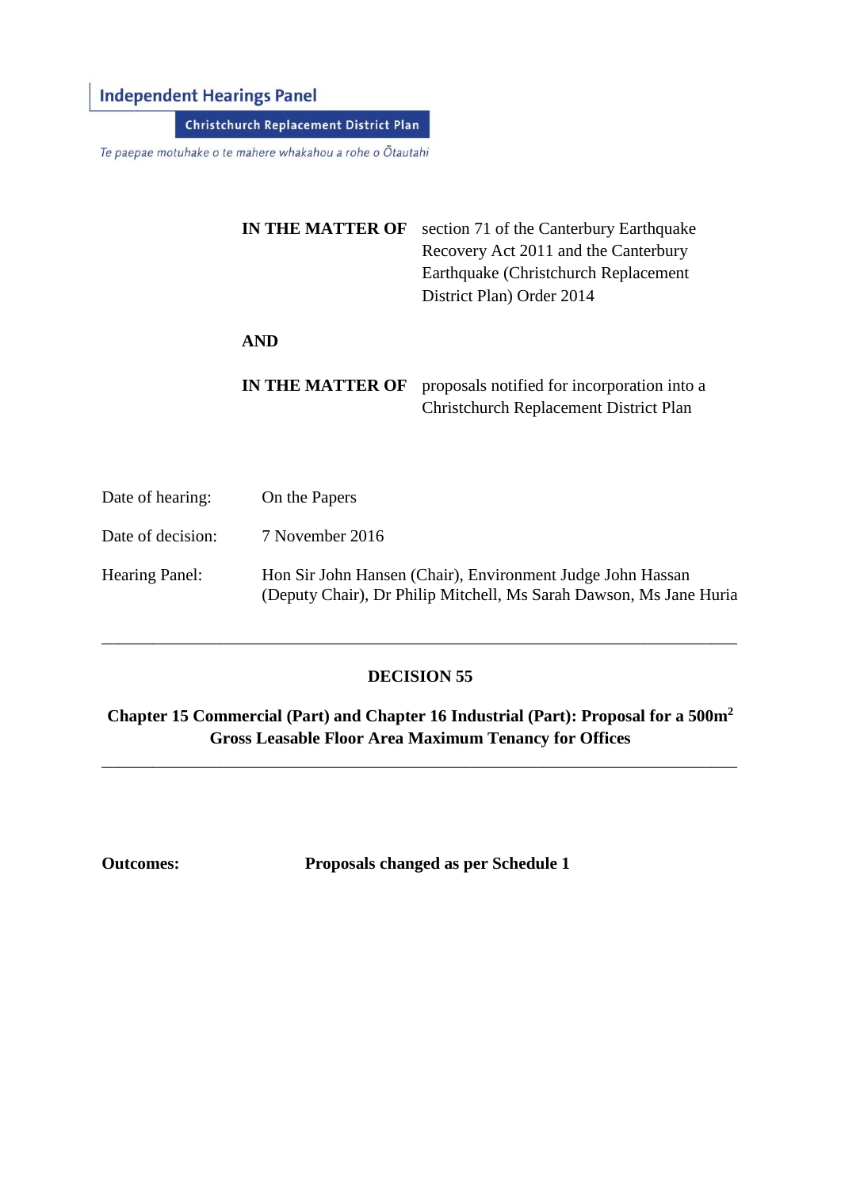**Independent Hearings Panel**

**Christchurch Replacement District Plan**

*Te paepae motuhake o te mahere whakahou a rohe o Ōtautahi*

| | |
|---|---|
| **IN THE MATTER OF** | section 71 of the Canterbury Earthquake Recovery Act 2011 and the Canterbury Earthquake (Christchurch Replacement District Plan) Order 2014 |
| **AND** | |
| **IN THE MATTER OF** | proposals notified for incorporation into a Christchurch Replacement District Plan |

| | |
|---|---|
| Date of hearing: | On the Papers |
| Date of decision: | 7 November 2016 |
| Hearing Panel: | Hon Sir John Hansen (Chair), Environment Judge John Hassan (Deputy Chair), Dr Philip Mitchell, Ms Sarah Dawson, Ms Jane Huria |

---

# DECISION 55

## Chapter 15 Commercial (Part) and Chapter 16 Industrial (Part): Proposal for a 500m$^2$ Gross Leasable Floor Area Maximum Tenancy for Offices

---

**Outcomes:** **Proposals changed as per Schedule 1**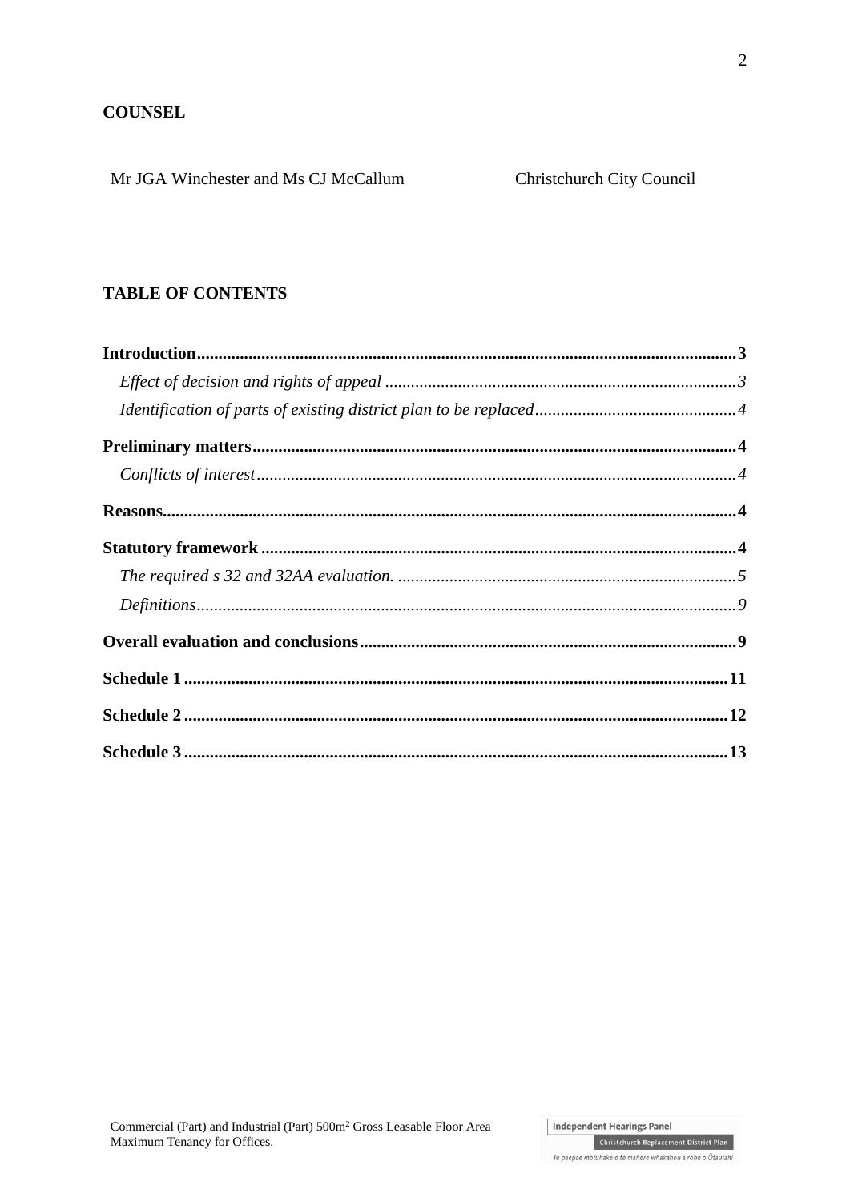## COUNSEL

| | |
|---|---|
| Mr JGA Winchester and Ms CJ McCallum | Christchurch City Council |

## TABLE OF CONTENTS

**Introduction**......................................................................................................3

*Effect of decision and rights of appeal* ..........................................................3

*Identification of parts of existing district plan to be replaced*.......................4

**Preliminary matters**........................................................................................4

*Conflicts of interest*..........................................................................................4

**Reasons**.............................................................................................................4

**Statutory framework**.......................................................................................4

*The required s 32 and 32AA evaluation.* .......................................................5

*Definitions*.........................................................................................................9

**Overall evaluation and conclusions**..............................................................9

**Schedule 1**.......................................................................................................11

**Schedule 2**.......................................................................................................12

**Schedule 3**.......................................................................................................13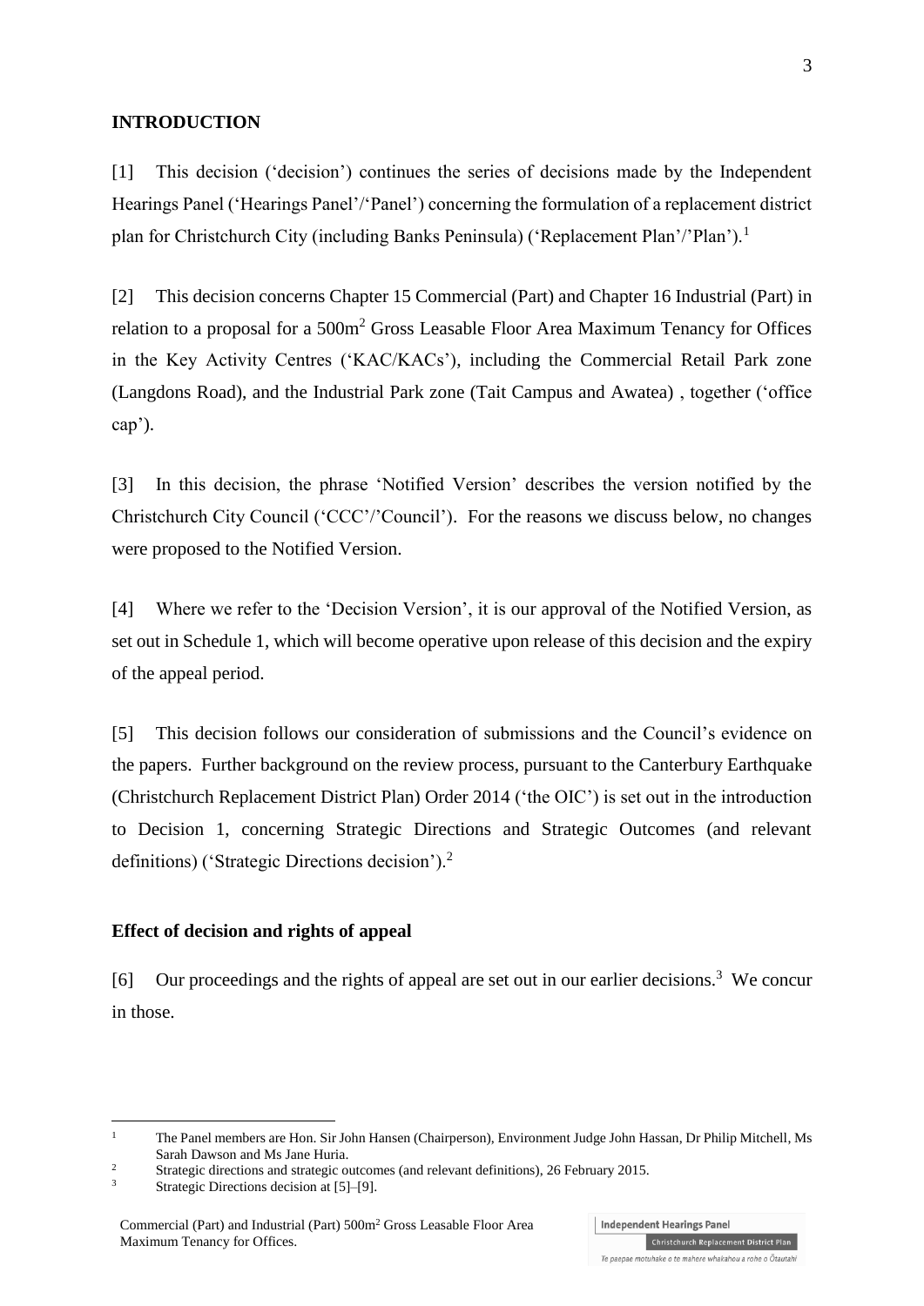**INTRODUCTION**

[1] This decision ('decision') continues the series of decisions made by the Independent Hearings Panel ('Hearings Panel'/'Panel') concerning the formulation of a replacement district plan for Christchurch City (including Banks Peninsula) ('Replacement Plan'/'Plan').[1]

[2] This decision concerns Chapter 15 Commercial (Part) and Chapter 16 Industrial (Part) in relation to a proposal for a 500m$^2$ Gross Leasable Floor Area Maximum Tenancy for Offices in the Key Activity Centres ('KAC/KACs'), including the Commercial Retail Park zone (Langdons Road), and the Industrial Park zone (Tait Campus and Awatea) , together ('office cap').

[3] In this decision, the phrase 'Notified Version' describes the version notified by the Christchurch City Council ('CCC'/'Council'). For the reasons we discuss below, no changes were proposed to the Notified Version.

[4] Where we refer to the 'Decision Version', it is our approval of the Notified Version, as set out in Schedule 1, which will become operative upon release of this decision and the expiry of the appeal period.

[5] This decision follows our consideration of submissions and the Council's evidence on the papers. Further background on the review process, pursuant to the Canterbury Earthquake (Christchurch Replacement District Plan) Order 2014 ('the OIC') is set out in the introduction to Decision 1, concerning Strategic Directions and Strategic Outcomes (and relevant definitions) ('Strategic Directions decision').[2]

**Effect of decision and rights of appeal**

[6] Our proceedings and the rights of appeal are set out in our earlier decisions.[3] We concur in those.

---

[1] The Panel members are Hon. Sir John Hansen (Chairperson), Environment Judge John Hassan, Dr Philip Mitchell, Ms Sarah Dawson and Ms Jane Huria.

[2] Strategic directions and strategic outcomes (and relevant definitions), 26 February 2015.

[3] Strategic Directions decision at [5]–[9].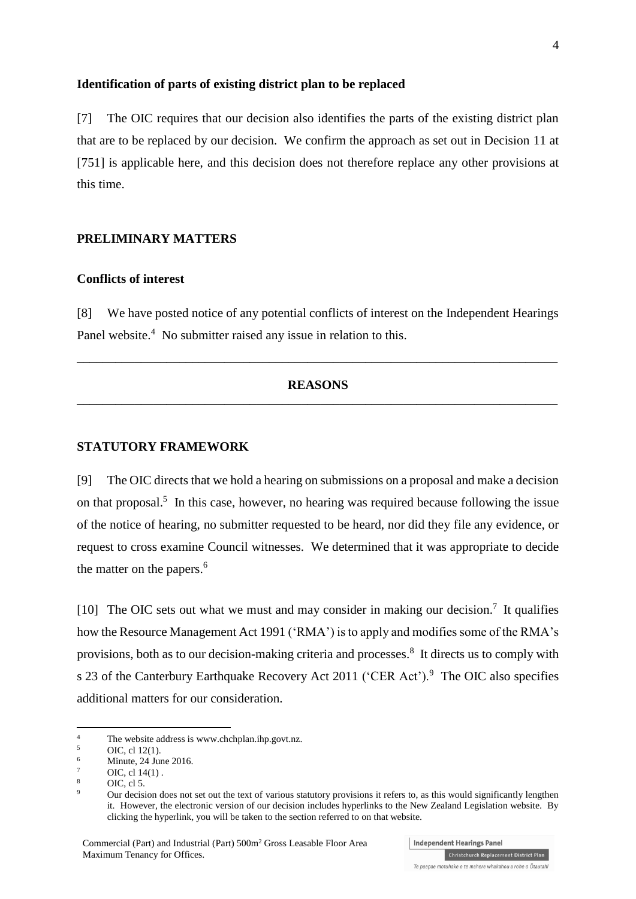**Identification of parts of existing district plan to be replaced**

[7] The OIC requires that our decision also identifies the parts of the existing district plan that are to be replaced by our decision. We confirm the approach as set out in Decision 11 at [751] is applicable here, and this decision does not therefore replace any other provisions at this time.

## PRELIMINARY MATTERS

**Conflicts of interest**

[8] We have posted notice of any potential conflicts of interest on the Independent Hearings Panel website.[4] No submitter raised any issue in relation to this.

---

## REASONS

---

## STATUTORY FRAMEWORK

[9] The OIC directs that we hold a hearing on submissions on a proposal and make a decision on that proposal.[5] In this case, however, no hearing was required because following the issue of the notice of hearing, no submitter requested to be heard, nor did they file any evidence, or request to cross examine Council witnesses. We determined that it was appropriate to decide the matter on the papers.[6]

[10] The OIC sets out what we must and may consider in making our decision.[7] It qualifies how the Resource Management Act 1991 ('RMA') is to apply and modifies some of the RMA's provisions, both as to our decision-making criteria and processes.[8] It directs us to comply with s 23 of the Canterbury Earthquake Recovery Act 2011 ('CER Act').[9] The OIC also specifies additional matters for our consideration.

---

[4] The website address is www.chchplan.ihp.govt.nz.

[5] OIC, cl 12(1).

[6] Minute, 24 June 2016.

[7] OIC, cl 14(1) .

[8] OIC, cl 5.

[9] Our decision does not set out the text of various statutory provisions it refers to, as this would significantly lengthen it. However, the electronic version of our decision includes hyperlinks to the New Zealand Legislation website. By clicking the hyperlink, you will be taken to the section referred to on that website.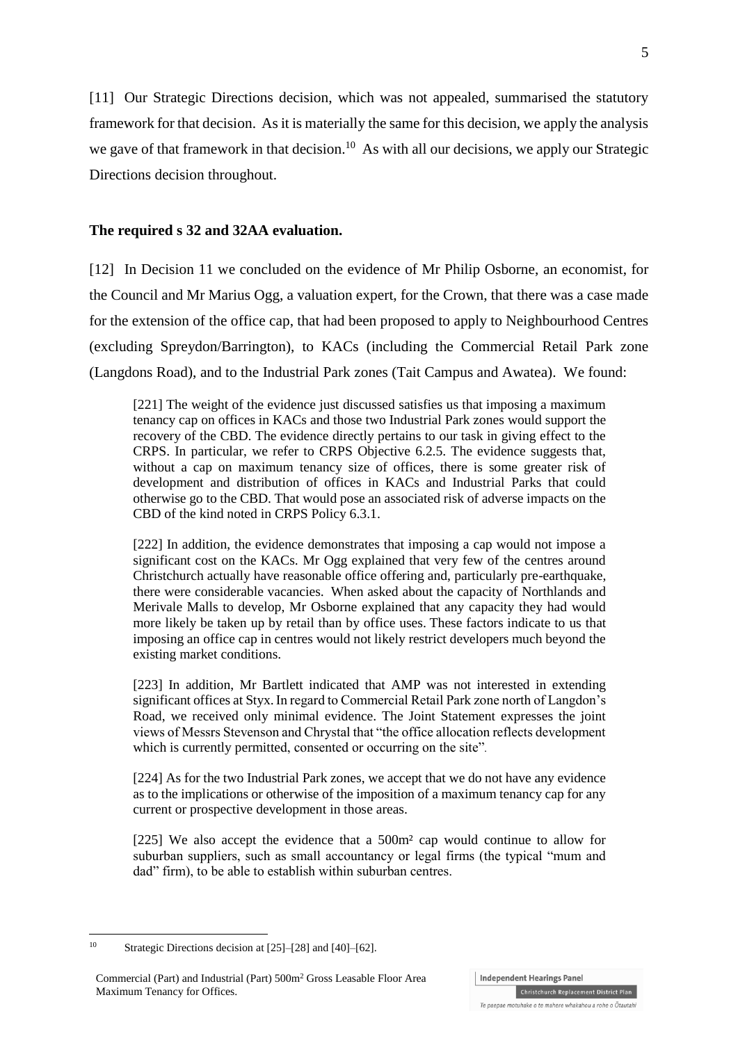[11] Our Strategic Directions decision, which was not appealed, summarised the statutory framework for that decision. As it is materially the same for this decision, we apply the analysis we gave of that framework in that decision.[10] As with all our decisions, we apply our Strategic Directions decision throughout.

**The required s 32 and 32AA evaluation.**

[12] In Decision 11 we concluded on the evidence of Mr Philip Osborne, an economist, for the Council and Mr Marius Ogg, a valuation expert, for the Crown, that there was a case made for the extension of the office cap, that had been proposed to apply to Neighbourhood Centres (excluding Spreydon/Barrington), to KACs (including the Commercial Retail Park zone (Langdons Road), and to the Industrial Park zones (Tait Campus and Awatea). We found:

> [221] The weight of the evidence just discussed satisfies us that imposing a maximum tenancy cap on offices in KACs and those two Industrial Park zones would support the recovery of the CBD. The evidence directly pertains to our task in giving effect to the CRPS. In particular, we refer to CRPS Objective 6.2.5. The evidence suggests that, without a cap on maximum tenancy size of offices, there is some greater risk of development and distribution of offices in KACs and Industrial Parks that could otherwise go to the CBD. That would pose an associated risk of adverse impacts on the CBD of the kind noted in CRPS Policy 6.3.1.
>
> [222] In addition, the evidence demonstrates that imposing a cap would not impose a significant cost on the KACs. Mr Ogg explained that very few of the centres around Christchurch actually have reasonable office offering and, particularly pre-earthquake, there were considerable vacancies. When asked about the capacity of Northlands and Merivale Malls to develop, Mr Osborne explained that any capacity they had would more likely be taken up by retail than by office uses. These factors indicate to us that imposing an office cap in centres would not likely restrict developers much beyond the existing market conditions.
>
> [223] In addition, Mr Bartlett indicated that AMP was not interested in extending significant offices at Styx. In regard to Commercial Retail Park zone north of Langdon's Road, we received only minimal evidence. The Joint Statement expresses the joint views of Messrs Stevenson and Chrystal that "the office allocation reflects development which is currently permitted, consented or occurring on the site".
>
> [224] As for the two Industrial Park zones, we accept that we do not have any evidence as to the implications or otherwise of the imposition of a maximum tenancy cap for any current or prospective development in those areas.
>
> [225] We also accept the evidence that a 500m² cap would continue to allow for suburban suppliers, such as small accountancy or legal firms (the typical "mum and dad" firm), to be able to establish within suburban centres.

---

[10] Strategic Directions decision at [25]–[28] and [40]–[62].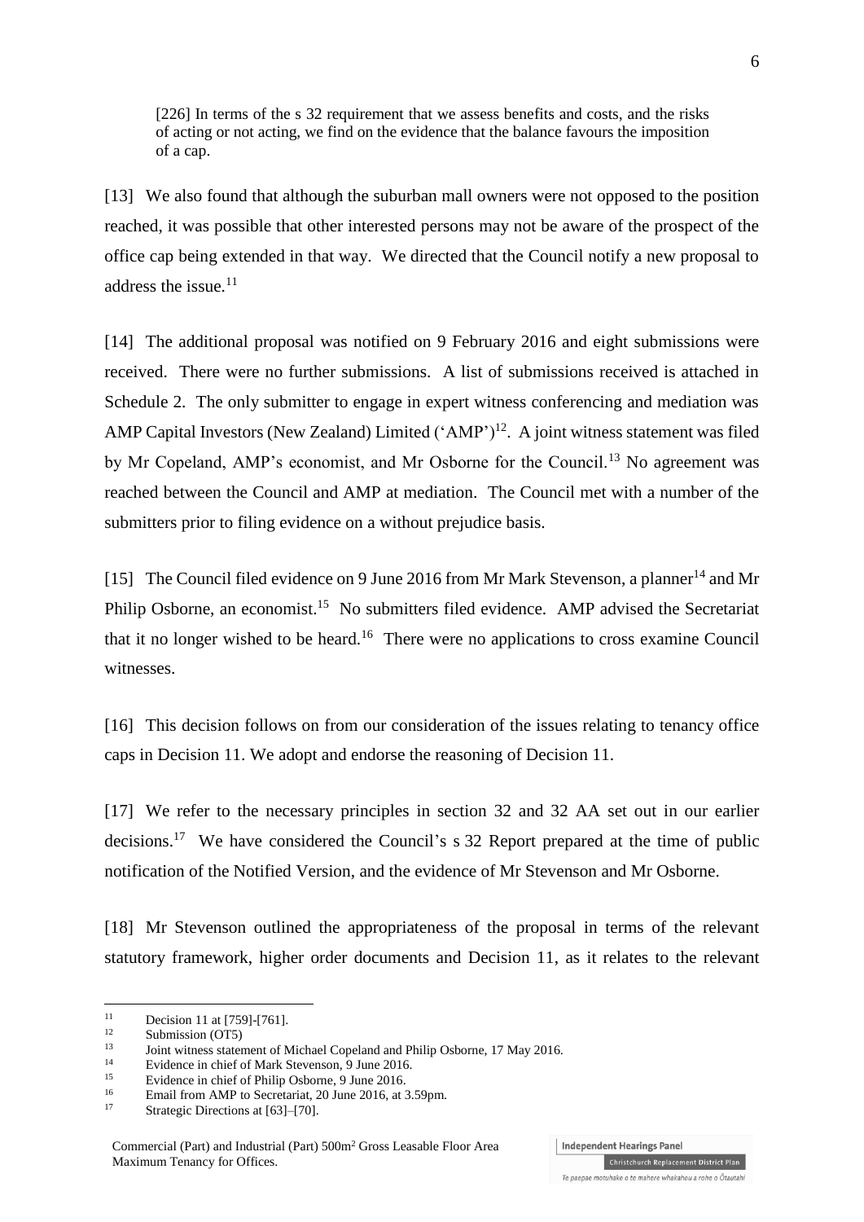> [226] In terms of the s 32 requirement that we assess benefits and costs, and the risks of acting or not acting, we find on the evidence that the balance favours the imposition of a cap.

[13] We also found that although the suburban mall owners were not opposed to the position reached, it was possible that other interested persons may not be aware of the prospect of the office cap being extended in that way. We directed that the Council notify a new proposal to address the issue.[11]

[14] The additional proposal was notified on 9 February 2016 and eight submissions were received. There were no further submissions. A list of submissions received is attached in Schedule 2. The only submitter to engage in expert witness conferencing and mediation was AMP Capital Investors (New Zealand) Limited ('AMP')[12]. A joint witness statement was filed by Mr Copeland, AMP's economist, and Mr Osborne for the Council.[13] No agreement was reached between the Council and AMP at mediation. The Council met with a number of the submitters prior to filing evidence on a without prejudice basis.

[15] The Council filed evidence on 9 June 2016 from Mr Mark Stevenson, a planner[14] and Mr Philip Osborne, an economist.[15] No submitters filed evidence. AMP advised the Secretariat that it no longer wished to be heard.[16] There were no applications to cross examine Council witnesses.

[16] This decision follows on from our consideration of the issues relating to tenancy office caps in Decision 11. We adopt and endorse the reasoning of Decision 11.

[17] We refer to the necessary principles in section 32 and 32 AA set out in our earlier decisions.[17] We have considered the Council's s 32 Report prepared at the time of public notification of the Notified Version, and the evidence of Mr Stevenson and Mr Osborne.

[18] Mr Stevenson outlined the appropriateness of the proposal in terms of the relevant statutory framework, higher order documents and Decision 11, as it relates to the relevant

---

[11] Decision 11 at [759]-[761].
[12] Submission (OT5)
[13] Joint witness statement of Michael Copeland and Philip Osborne, 17 May 2016.
[14] Evidence in chief of Mark Stevenson, 9 June 2016.
[15] Evidence in chief of Philip Osborne, 9 June 2016.
[16] Email from AMP to Secretariat, 20 June 2016, at 3.59pm.
[17] Strategic Directions at [63]–[70].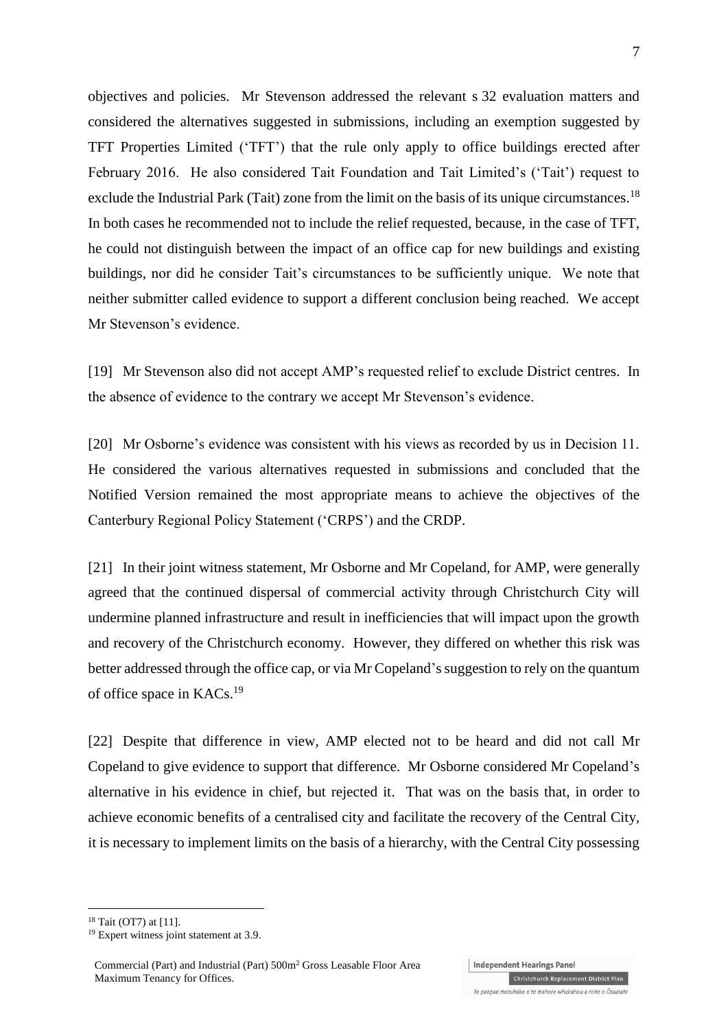objectives and policies. Mr Stevenson addressed the relevant s 32 evaluation matters and considered the alternatives suggested in submissions, including an exemption suggested by TFT Properties Limited ('TFT') that the rule only apply to office buildings erected after February 2016. He also considered Tait Foundation and Tait Limited's ('Tait') request to exclude the Industrial Park (Tait) zone from the limit on the basis of its unique circumstances.[18] In both cases he recommended not to include the relief requested, because, in the case of TFT, he could not distinguish between the impact of an office cap for new buildings and existing buildings, nor did he consider Tait's circumstances to be sufficiently unique. We note that neither submitter called evidence to support a different conclusion being reached. We accept Mr Stevenson's evidence.

[19] Mr Stevenson also did not accept AMP's requested relief to exclude District centres. In the absence of evidence to the contrary we accept Mr Stevenson's evidence.

[20] Mr Osborne's evidence was consistent with his views as recorded by us in Decision 11. He considered the various alternatives requested in submissions and concluded that the Notified Version remained the most appropriate means to achieve the objectives of the Canterbury Regional Policy Statement ('CRPS') and the CRDP.

[21] In their joint witness statement, Mr Osborne and Mr Copeland, for AMP, were generally agreed that the continued dispersal of commercial activity through Christchurch City will undermine planned infrastructure and result in inefficiencies that will impact upon the growth and recovery of the Christchurch economy. However, they differed on whether this risk was better addressed through the office cap, or via Mr Copeland's suggestion to rely on the quantum of office space in KACs.[19]

[22] Despite that difference in view, AMP elected not to be heard and did not call Mr Copeland to give evidence to support that difference. Mr Osborne considered Mr Copeland's alternative in his evidence in chief, but rejected it. That was on the basis that, in order to achieve economic benefits of a centralised city and facilitate the recovery of the Central City, it is necessary to implement limits on the basis of a hierarchy, with the Central City possessing

---

[18] Tait (OT7) at [11].

[19] Expert witness joint statement at 3.9.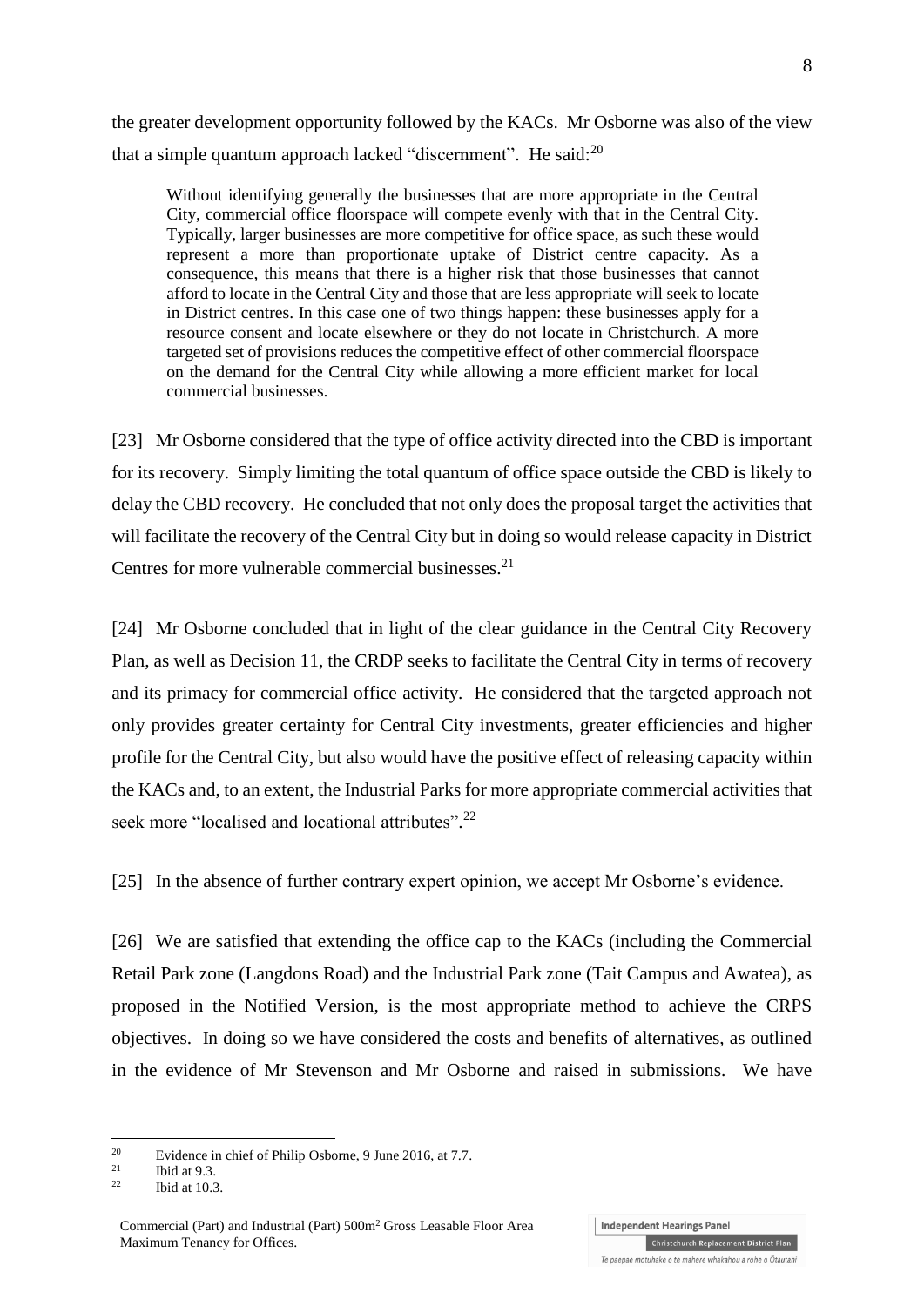the greater development opportunity followed by the KACs. Mr Osborne was also of the view that a simple quantum approach lacked "discernment". He said:[20]

> Without identifying generally the businesses that are more appropriate in the Central City, commercial office floorspace will compete evenly with that in the Central City. Typically, larger businesses are more competitive for office space, as such these would represent a more than proportionate uptake of District centre capacity. As a consequence, this means that there is a higher risk that those businesses that cannot afford to locate in the Central City and those that are less appropriate will seek to locate in District centres. In this case one of two things happen: these businesses apply for a resource consent and locate elsewhere or they do not locate in Christchurch. A more targeted set of provisions reduces the competitive effect of other commercial floorspace on the demand for the Central City while allowing a more efficient market for local commercial businesses.

[23] Mr Osborne considered that the type of office activity directed into the CBD is important for its recovery. Simply limiting the total quantum of office space outside the CBD is likely to delay the CBD recovery. He concluded that not only does the proposal target the activities that will facilitate the recovery of the Central City but in doing so would release capacity in District Centres for more vulnerable commercial businesses.[21]

[24] Mr Osborne concluded that in light of the clear guidance in the Central City Recovery Plan, as well as Decision 11, the CRDP seeks to facilitate the Central City in terms of recovery and its primacy for commercial office activity. He considered that the targeted approach not only provides greater certainty for Central City investments, greater efficiencies and higher profile for the Central City, but also would have the positive effect of releasing capacity within the KACs and, to an extent, the Industrial Parks for more appropriate commercial activities that seek more "localised and locational attributes".[22]

[25] In the absence of further contrary expert opinion, we accept Mr Osborne's evidence.

[26] We are satisfied that extending the office cap to the KACs (including the Commercial Retail Park zone (Langdons Road) and the Industrial Park zone (Tait Campus and Awatea), as proposed in the Notified Version, is the most appropriate method to achieve the CRPS objectives. In doing so we have considered the costs and benefits of alternatives, as outlined in the evidence of Mr Stevenson and Mr Osborne and raised in submissions. We have

---

[20] Evidence in chief of Philip Osborne, 9 June 2016, at 7.7.
[21] Ibid at 9.3.
[22] Ibid at 10.3.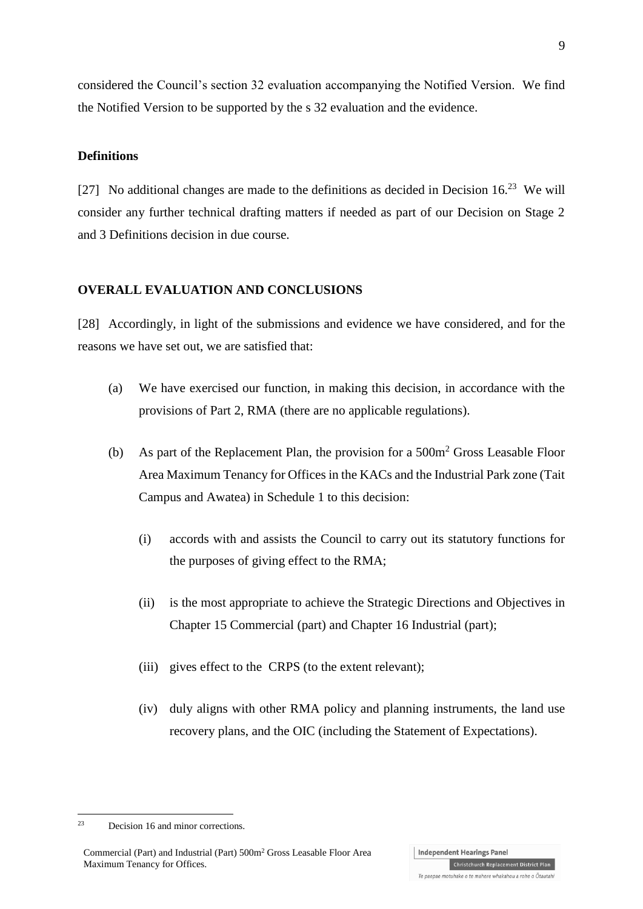considered the Council's section 32 evaluation accompanying the Notified Version. We find the Notified Version to be supported by the s 32 evaluation and the evidence.

**Definitions**

[27] No additional changes are made to the definitions as decided in Decision 16.[23] We will consider any further technical drafting matters if needed as part of our Decision on Stage 2 and 3 Definitions decision in due course.

## OVERALL EVALUATION AND CONCLUSIONS

[28] Accordingly, in light of the submissions and evidence we have considered, and for the reasons we have set out, we are satisfied that:

(a) We have exercised our function, in making this decision, in accordance with the provisions of Part 2, RMA (there are no applicable regulations).

(b) As part of the Replacement Plan, the provision for a 500m$^2$ Gross Leasable Floor Area Maximum Tenancy for Offices in the KACs and the Industrial Park zone (Tait Campus and Awatea) in Schedule 1 to this decision:

  (i) accords with and assists the Council to carry out its statutory functions for the purposes of giving effect to the RMA;

  (ii) is the most appropriate to achieve the Strategic Directions and Objectives in Chapter 15 Commercial (part) and Chapter 16 Industrial (part);

  (iii) gives effect to the CRPS (to the extent relevant);

  (iv) duly aligns with other RMA policy and planning instruments, the land use recovery plans, and the OIC (including the Statement of Expectations).

---

[23] Decision 16 and minor corrections.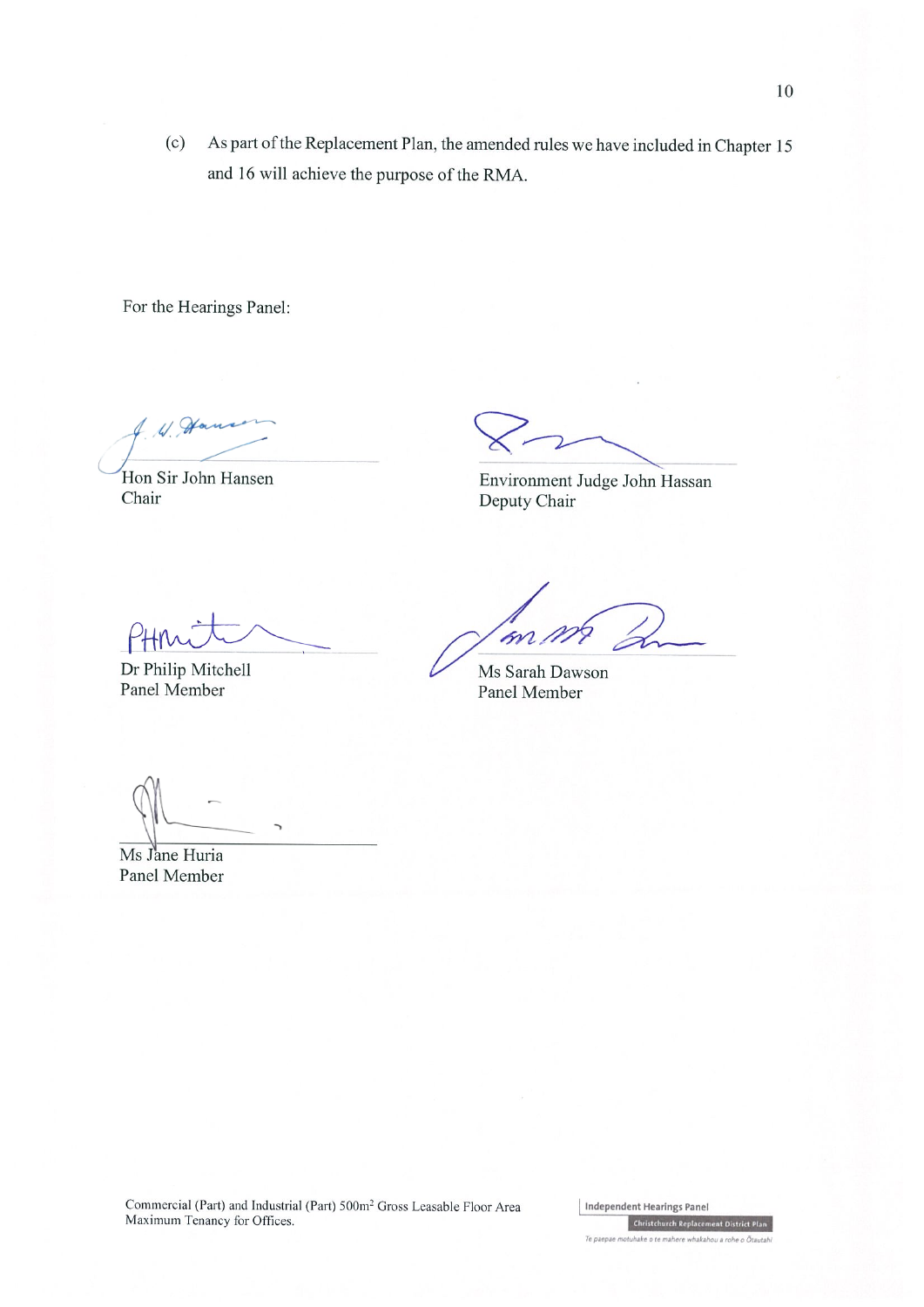(c) As part of the Replacement Plan, the amended rules we have included in Chapter 15 and 16 will achieve the purpose of the RMA.

For the Hearings Panel:

| | |
|---|---|
| Hon Sir John Hansen<br>Chair | Environment Judge John Hassan<br>Deputy Chair |
| Dr Philip Mitchell<br>Panel Member | Ms Sarah Dawson<br>Panel Member |
| Ms Jane Huria<br>Panel Member | |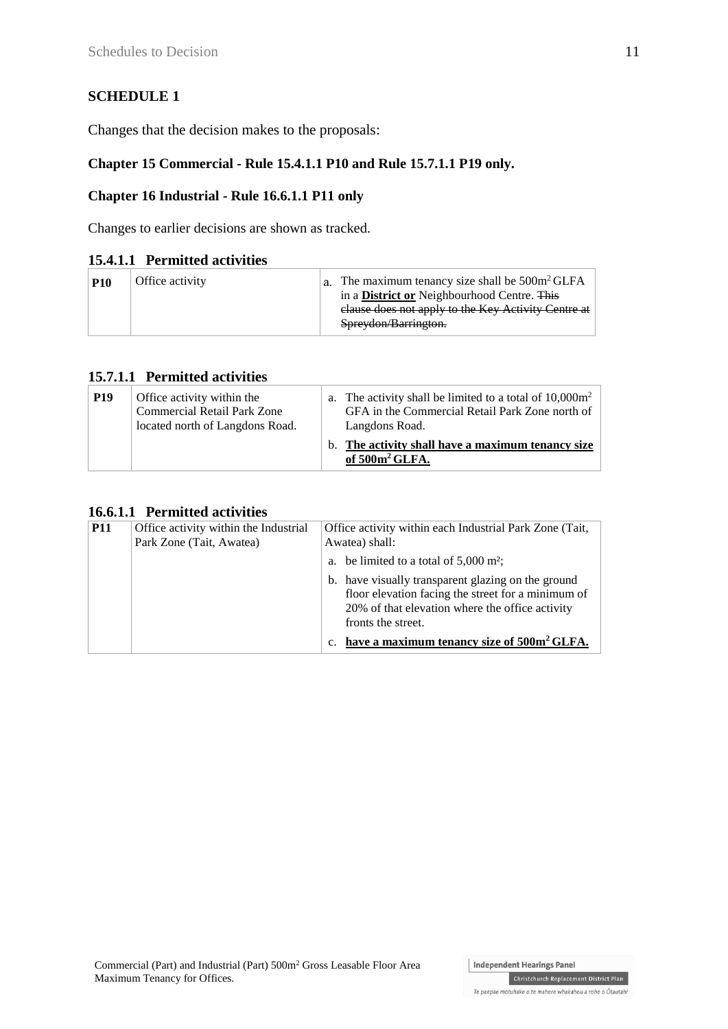## SCHEDULE 1

Changes that the decision makes to the proposals:

**Chapter 15 Commercial - Rule 15.4.1.1 P10 and Rule 15.7.1.1 P19 only.**

**Chapter 16 Industrial - Rule 16.6.1.1 P11 only**

Changes to earlier decisions are shown as tracked.

### 15.4.1.1 Permitted activities

| | | |
|---|---|---|
| **P10** | Office activity | a. The maximum tenancy size shall be 500m$^2$ GLFA in a **<u>District or</u>** Neighbourhood Centre. ~~This clause does not apply to the Key Activity Centre at Spreydon/Barrington.~~ |

### 15.7.1.1 Permitted activities

| | | |
|---|---|---|
| **P19** | Office activity within the Commercial Retail Park Zone located north of Langdons Road. | a. The activity shall be limited to a total of 10,000m$^2$ GFA in the Commercial Retail Park Zone north of Langdons Road.<br>b. **<u>The activity shall have a maximum tenancy size of 500m$^2$ GLFA.</u>** |

### 16.6.1.1 Permitted activities

| | | |
|---|---|---|
| **P11** | Office activity within the Industrial Park Zone (Tait, Awatea) | Office activity within each Industrial Park Zone (Tait, Awatea) shall:<br>a. be limited to a total of 5,000 m$^2$;<br>b. have visually transparent glazing on the ground floor elevation facing the street for a minimum of 20% of that elevation where the office activity fronts the street.<br>c. **<u>have a maximum tenancy size of 500m$^2$ GLFA.</u>** |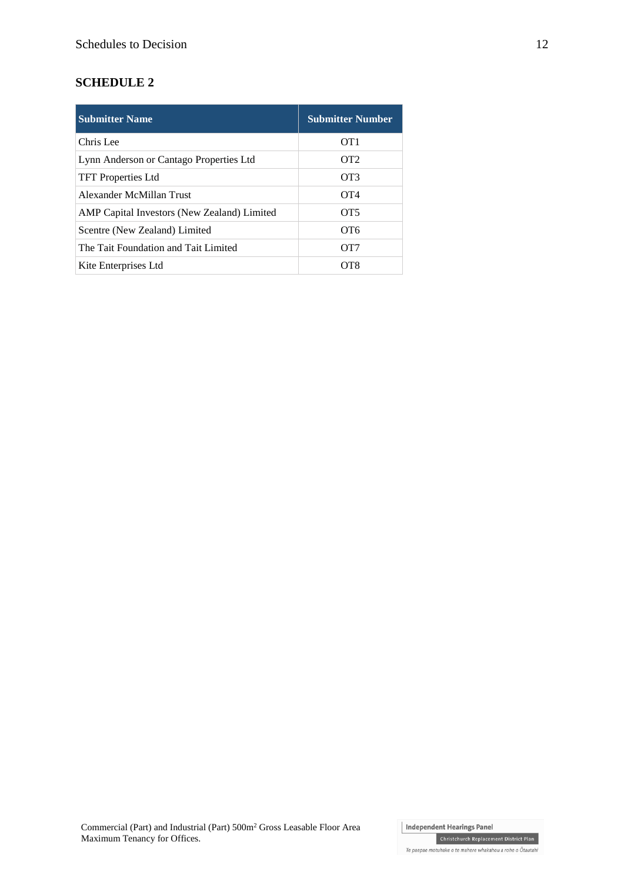## SCHEDULE 2

| Submitter Name | Submitter Number |
|---|---|
| Chris Lee | OT1 |
| Lynn Anderson or Cantago Properties Ltd | OT2 |
| TFT Properties Ltd | OT3 |
| Alexander McMillan Trust | OT4 |
| AMP Capital Investors (New Zealand) Limited | OT5 |
| Scentre (New Zealand) Limited | OT6 |
| The Tait Foundation and Tait Limited | OT7 |
| Kite Enterprises Ltd | OT8 |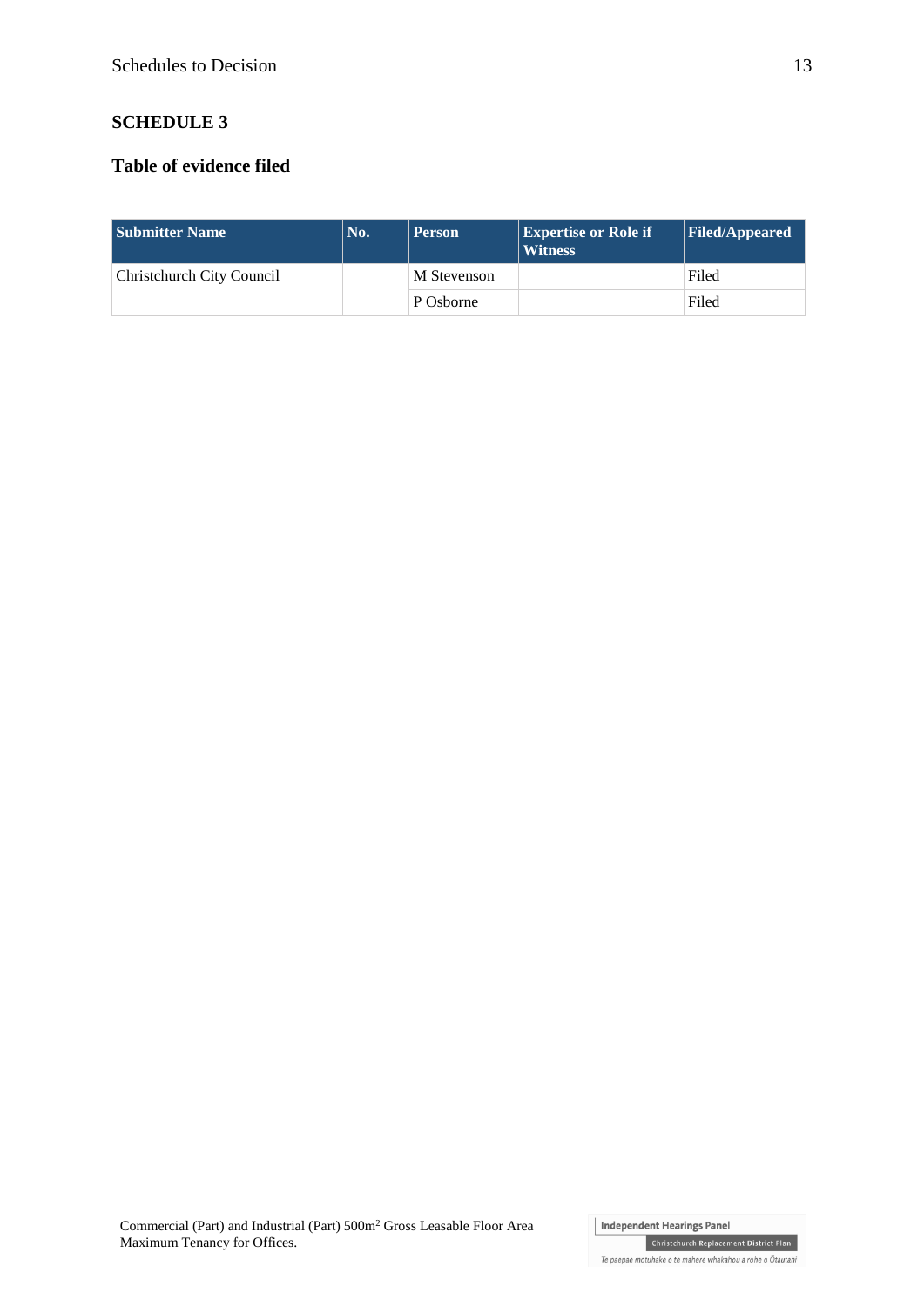## SCHEDULE 3

### Table of evidence filed

| Submitter Name | No. | Person | Expertise or Role if Witness | Filed/Appeared |
|---|---|---|---|---|
| Christchurch City Council | | M Stevenson | | Filed |
| | | P Osborne | | Filed |